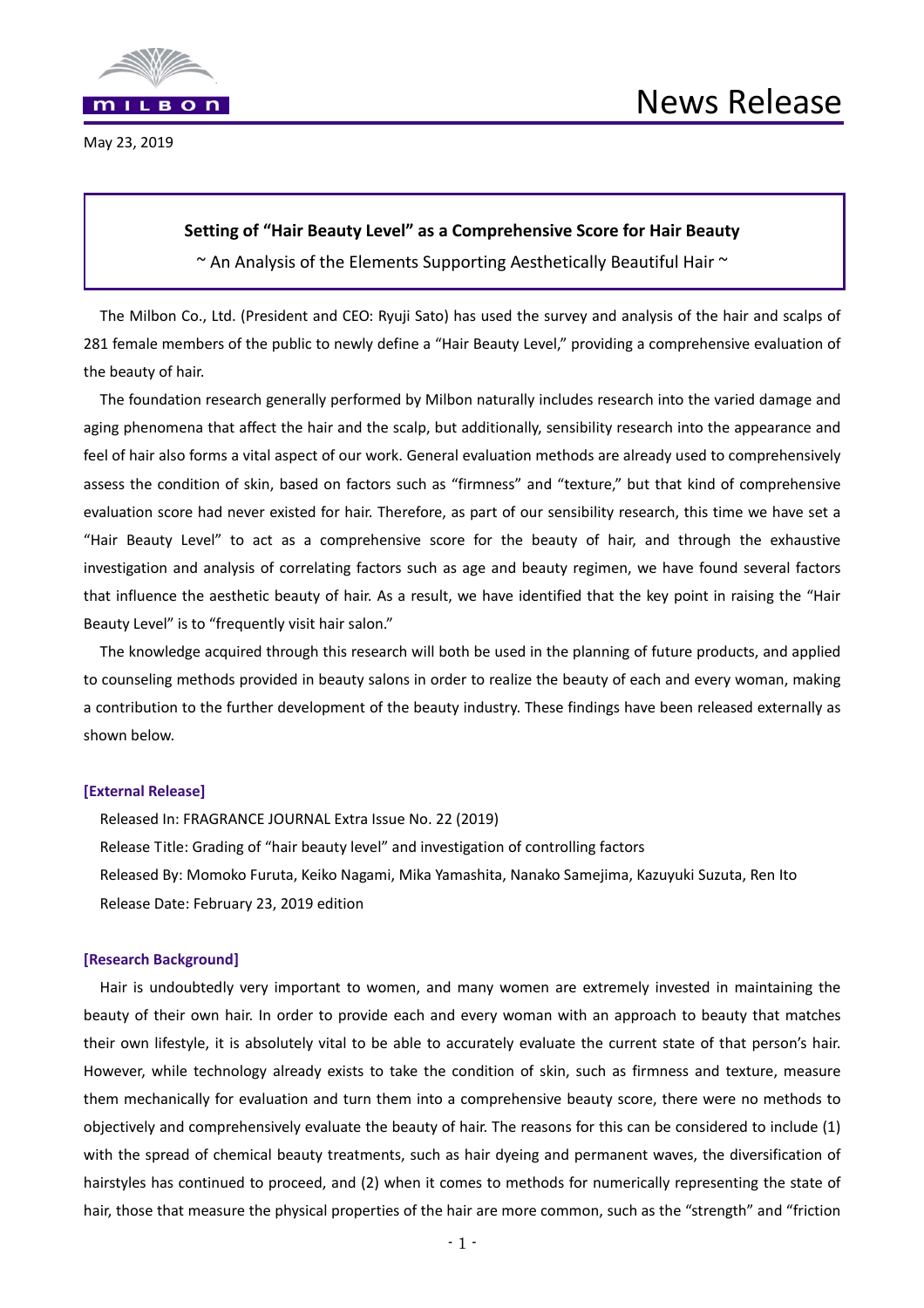# News Release

May 23, 2019

**Setting of "Hair Beauty Level" as a Comprehensive Score for Hair Beauty**

~ An Analysis of the Elements Supporting Aesthetically Beautiful Hair ~

The Milbon Co., Ltd. (President and CEO: Ryuji Sato) has used the survey and analysis of the hair and scalps of 281 female members of the public to newly define a "Hair Beauty Level," providing a comprehensive evaluation of the beauty of hair.

The foundation research generally performed by Milbon naturally includes research into the varied damage and aging phenomena that affect the hair and the scalp, but additionally, sensibility research into the appearance and feel of hair also forms a vital aspect of our work. General evaluation methods are already used to comprehensively assess the condition of skin, based on factors such as "firmness" and "texture," but that kind of comprehensive evaluation score had never existed for hair. Therefore, as part of our sensibility research, this time we have set a "Hair Beauty Level" to act as a comprehensive score for the beauty of hair, and through the exhaustive investigation and analysis of correlating factors such as age and beauty regimen, we have found several factors that influence the aesthetic beauty of hair. As a result, we have identified that the key point in raising the "Hair Beauty Level" is to "frequently visit hair salon."

The knowledge acquired through this research will both be used in the planning of future products, and applied to counseling methods provided in beauty salons in order to realize the beauty of each and every woman, making a contribution to the further development of the beauty industry. These findings have been released externally as shown below.

**[External Release]**

Released In: FRAGRANCE JOURNAL Extra Issue No. 22 (2019)
Release Title: Grading of "hair beauty level" and investigation of controlling factors
Released By: Momoko Furuta, Keiko Nagami, Mika Yamashita, Nanako Samejima, Kazuyuki Suzuta, Ren Ito
Release Date: February 23, 2019 edition

**[Research Background]**

Hair is undoubtedly very important to women, and many women are extremely invested in maintaining the beauty of their own hair. In order to provide each and every woman with an approach to beauty that matches their own lifestyle, it is absolutely vital to be able to accurately evaluate the current state of that person's hair. However, while technology already exists to take the condition of skin, such as firmness and texture, measure them mechanically for evaluation and turn them into a comprehensive beauty score, there were no methods to objectively and comprehensively evaluate the beauty of hair. The reasons for this can be considered to include (1) with the spread of chemical beauty treatments, such as hair dyeing and permanent waves, the diversification of hairstyles has continued to proceed, and (2) when it comes to methods for numerically representing the state of hair, those that measure the physical properties of the hair are more common, such as the "strength" and "friction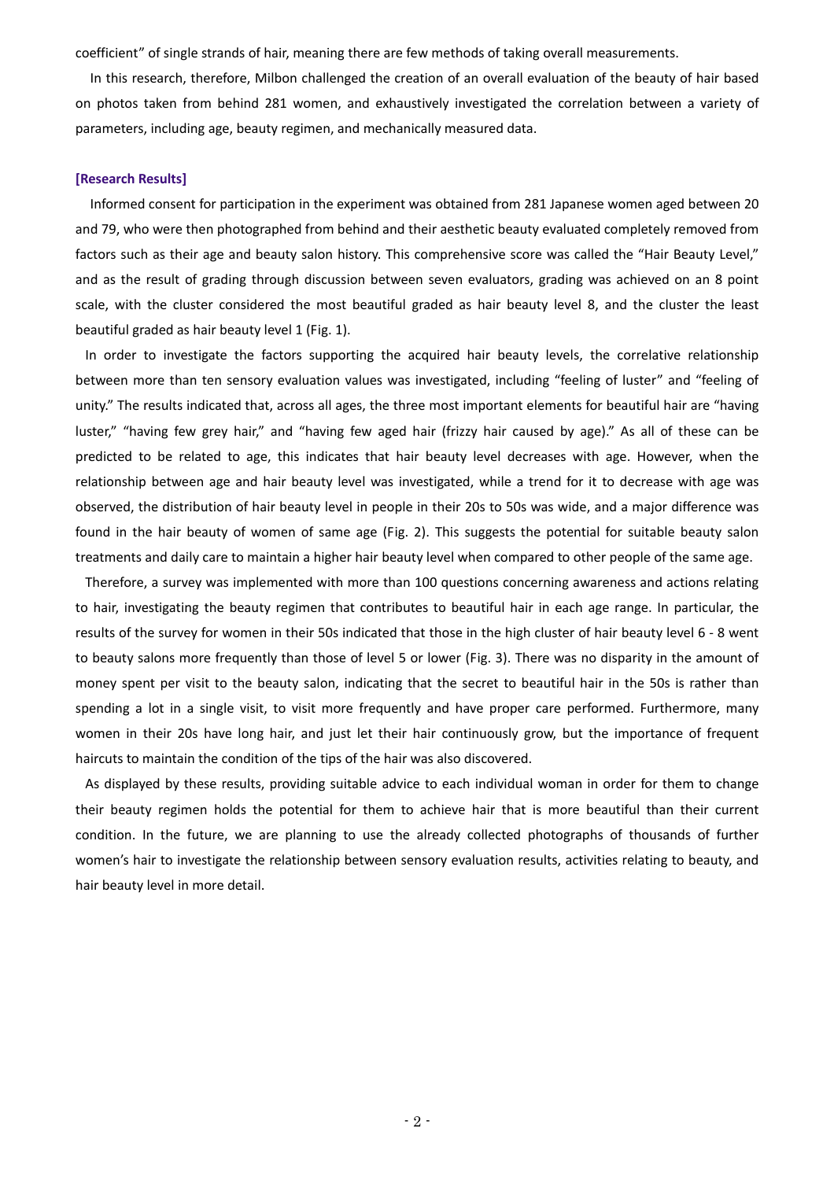coefficient" of single strands of hair, meaning there are few methods of taking overall measurements.

In this research, therefore, Milbon challenged the creation of an overall evaluation of the beauty of hair based on photos taken from behind 281 women, and exhaustively investigated the correlation between a variety of parameters, including age, beauty regimen, and mechanically measured data.

**[Research Results]**

Informed consent for participation in the experiment was obtained from 281 Japanese women aged between 20 and 79, who were then photographed from behind and their aesthetic beauty evaluated completely removed from factors such as their age and beauty salon history. This comprehensive score was called the "Hair Beauty Level," and as the result of grading through discussion between seven evaluators, grading was achieved on an 8 point scale, with the cluster considered the most beautiful graded as hair beauty level 8, and the cluster the least beautiful graded as hair beauty level 1 (Fig. 1).

In order to investigate the factors supporting the acquired hair beauty levels, the correlative relationship between more than ten sensory evaluation values was investigated, including "feeling of luster" and "feeling of unity." The results indicated that, across all ages, the three most important elements for beautiful hair are "having luster," "having few grey hair," and "having few aged hair (frizzy hair caused by age)." As all of these can be predicted to be related to age, this indicates that hair beauty level decreases with age. However, when the relationship between age and hair beauty level was investigated, while a trend for it to decrease with age was observed, the distribution of hair beauty level in people in their 20s to 50s was wide, and a major difference was found in the hair beauty of women of same age (Fig. 2). This suggests the potential for suitable beauty salon treatments and daily care to maintain a higher hair beauty level when compared to other people of the same age.

Therefore, a survey was implemented with more than 100 questions concerning awareness and actions relating to hair, investigating the beauty regimen that contributes to beautiful hair in each age range. In particular, the results of the survey for women in their 50s indicated that those in the high cluster of hair beauty level 6 - 8 went to beauty salons more frequently than those of level 5 or lower (Fig. 3). There was no disparity in the amount of money spent per visit to the beauty salon, indicating that the secret to beautiful hair in the 50s is rather than spending a lot in a single visit, to visit more frequently and have proper care performed. Furthermore, many women in their 20s have long hair, and just let their hair continuously grow, but the importance of frequent haircuts to maintain the condition of the tips of the hair was also discovered.

As displayed by these results, providing suitable advice to each individual woman in order for them to change their beauty regimen holds the potential for them to achieve hair that is more beautiful than their current condition. In the future, we are planning to use the already collected photographs of thousands of further women's hair to investigate the relationship between sensory evaluation results, activities relating to beauty, and hair beauty level in more detail.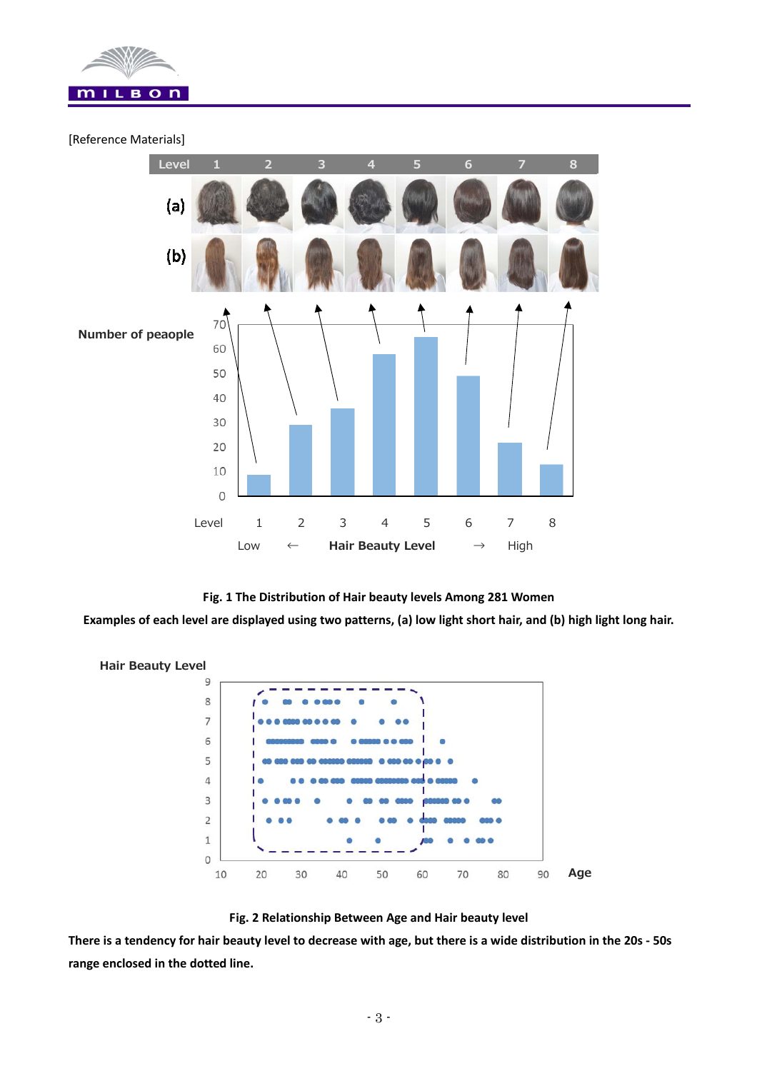[Reference Materials]

**Fig. 1 The Distribution of Hair beauty levels Among 281 Women**

**Examples of each level are displayed using two patterns, (a) low light short hair, and (b) high light long hair.**

**Fig. 2 Relationship Between Age and Hair beauty level**

**There is a tendency for hair beauty level to decrease with age, but there is a wide distribution in the 20s - 50s range enclosed in the dotted line.**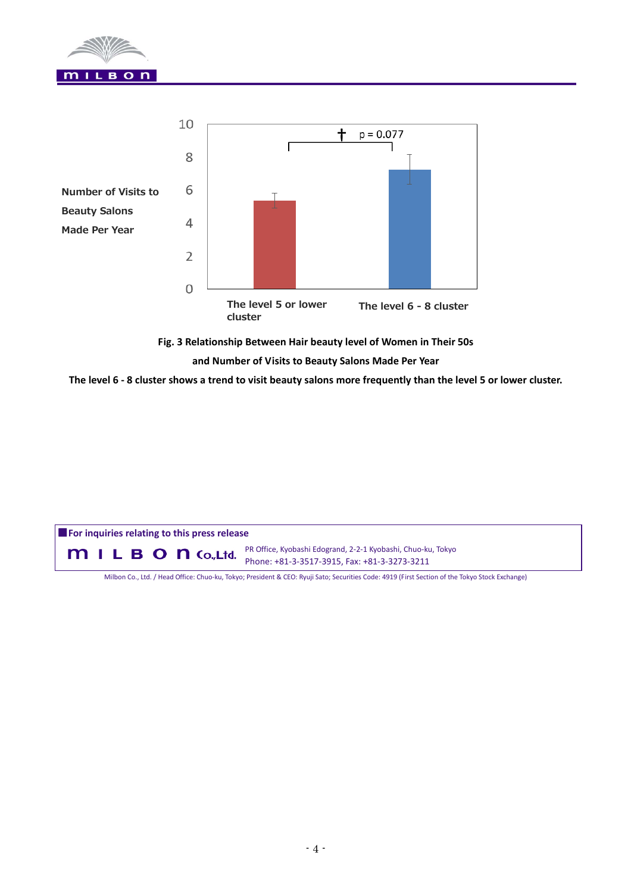Number of Visits to Beauty Salons Made Per Year

10
8
6
4
2
0

† p = 0.077

The level 5 or lower cluster
The level 6 - 8 cluster

**Fig. 3 Relationship Between Hair beauty level of Women in Their 50s**

**and Number of Visits to Beauty Salons Made Per Year**

**The level 6 - 8 cluster shows a trend to visit beauty salons more frequently than the level 5 or lower cluster.**

**■For inquiries relating to this press release**

MILBON Co.,Ltd. PR Office, Kyobashi Edogrand, 2-2-1 Kyobashi, Chuo-ku, Tokyo
Phone: +81-3-3517-3915, Fax: +81-3-3273-3211

Milbon Co., Ltd. / Head Office: Chuo-ku, Tokyo; President & CEO: Ryuji Sato; Securities Code: 4919 (First Section of the Tokyo Stock Exchange)